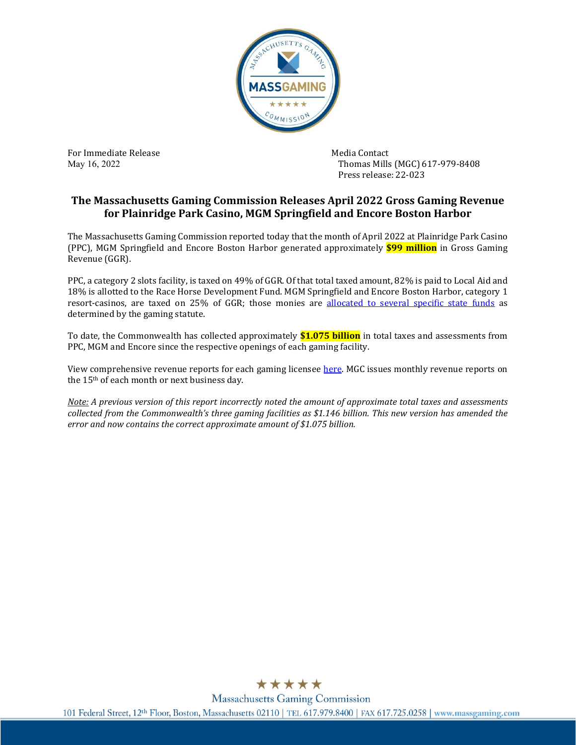For Immediate Release
May 16, 2022

Media Contact
Thomas Mills (MGC) 617-979-8408
Press release: 22-023

# The Massachusetts Gaming Commission Releases April 2022 Gross Gaming Revenue for Plainridge Park Casino, MGM Springfield and Encore Boston Harbor

The Massachusetts Gaming Commission reported today that the month of April 2022 at Plainridge Park Casino (PPC), MGM Springfield and Encore Boston Harbor generated approximately **$99 million** in Gross Gaming Revenue (GGR).

PPC, a category 2 slots facility, is taxed on 49% of GGR. Of that total taxed amount, 82% is paid to Local Aid and 18% is allotted to the Race Horse Development Fund. MGM Springfield and Encore Boston Harbor, category 1 resort-casinos, are taxed on 25% of GGR; those monies are allocated to several specific state funds as determined by the gaming statute.

To date, the Commonwealth has collected approximately **$1.075 billion** in total taxes and assessments from PPC, MGM and Encore since the respective openings of each gaming facility.

View comprehensive revenue reports for each gaming licensee here. MGC issues monthly revenue reports on the 15th of each month or next business day.

*Note: A previous version of this report incorrectly noted the amount of approximate total taxes and assessments collected from the Commonwealth's three gaming facilities as $1.146 billion. This new version has amended the error and now contains the correct approximate amount of $1.075 billion.*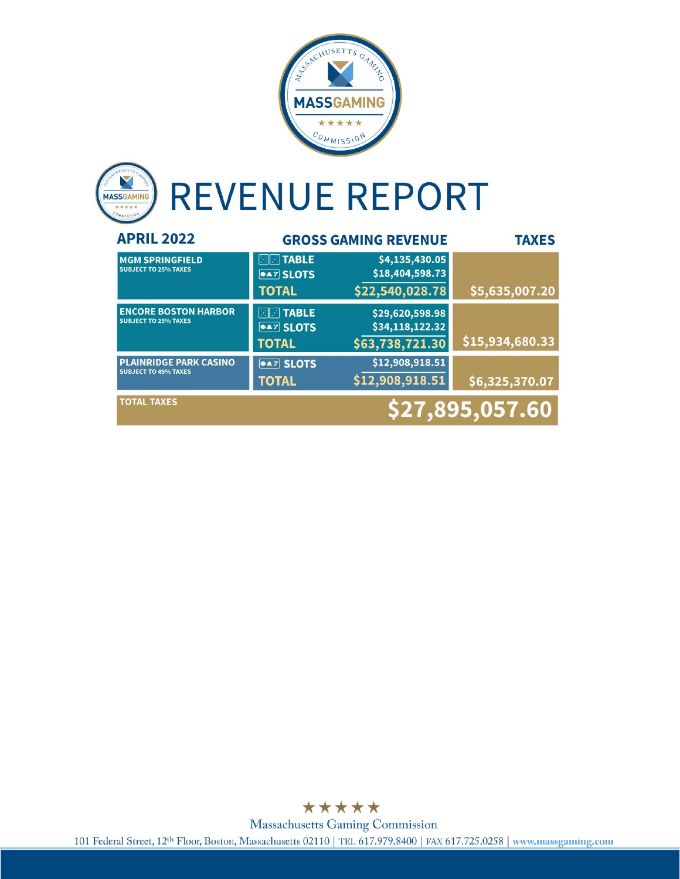# REVENUE REPORT

| APRIL 2022 | GROSS GAMING REVENUE | | TAXES |
|---|---|---|---|
| **MGM SPRINGFIELD** SUBJECT TO 25% TAXES | TABLE | $4,135,430.05 | |
| | SLOTS | $18,404,598.73 | |
| | **TOTAL** | **$22,540,028.78** | **$5,635,007.20** |
| **ENCORE BOSTON HARBOR** SUBJECT TO 25% TAXES | TABLE | $29,620,598.98 | |
| | SLOTS | $34,118,122.32 | |
| | **TOTAL** | **$63,738,721.30** | **$15,934,680.33** |
| **PLAINRIDGE PARK CASINO** SUBJECT TO 49% TAXES | SLOTS | $12,908,918.51 | |
| | **TOTAL** | **$12,908,918.51** | **$6,325,370.07** |
| **TOTAL TAXES** | | | **$27,895,057.60** |

Massachusetts Gaming Commission

101 Federal Street, 12th Floor, Boston, Massachusetts 02110 | TEL 617.979.8400 | FAX 617.725.0258 | www.massgaming.com